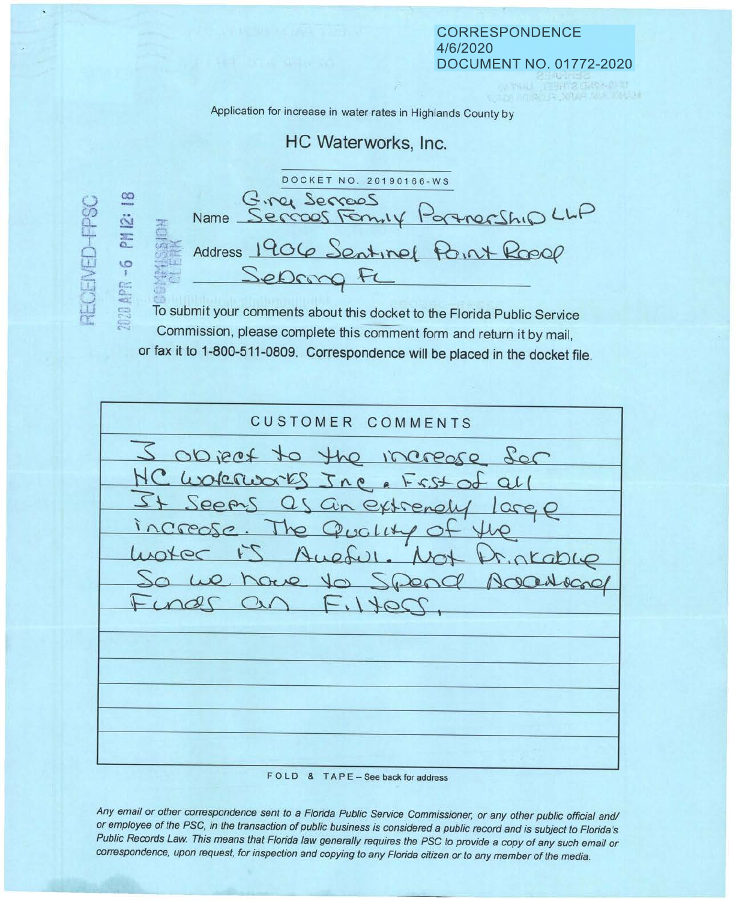CORRESPONDENCE
4/6/2020
DOCUMENT NO. 01772-2020

RECEIVED-FPSC 2020 APR -6 PM 12:18 COMMISSION CLERK

Application for increase in water rates in Highlands County by

## HC Waterworks, Inc.

DOCKET NO. 20190166-WS

Name: Gina Serraos Serraos Family Partnership LLP

Address: 1906 Sentinel Point Road Sebring FL

To submit your comments about this docket to the Florida Public Service Commission, please complete this comment form and return it by mail, or fax it to 1-800-511-0809. **Correspondence will be placed in the docket file.**

### CUSTOMER COMMENTS

I object to the increase for HC Waterworks Inc. First of all It seems as an extremely large increase. The Quality of the water is Awful. Not Drinkable So we have to Spend Additional Funds on Filters.

FOLD & TAPE – See back for address

*Any email or other correspondence sent to a Florida Public Service Commissioner, or any other public official and/ or employee of the PSC, in the transaction of public business is considered a public record and is subject to Florida's Public Records Law. This means that Florida law generally requires the PSC to provide a copy of any such email or correspondence, upon request, for inspection and copying to any Florida citizen or to any member of the media.*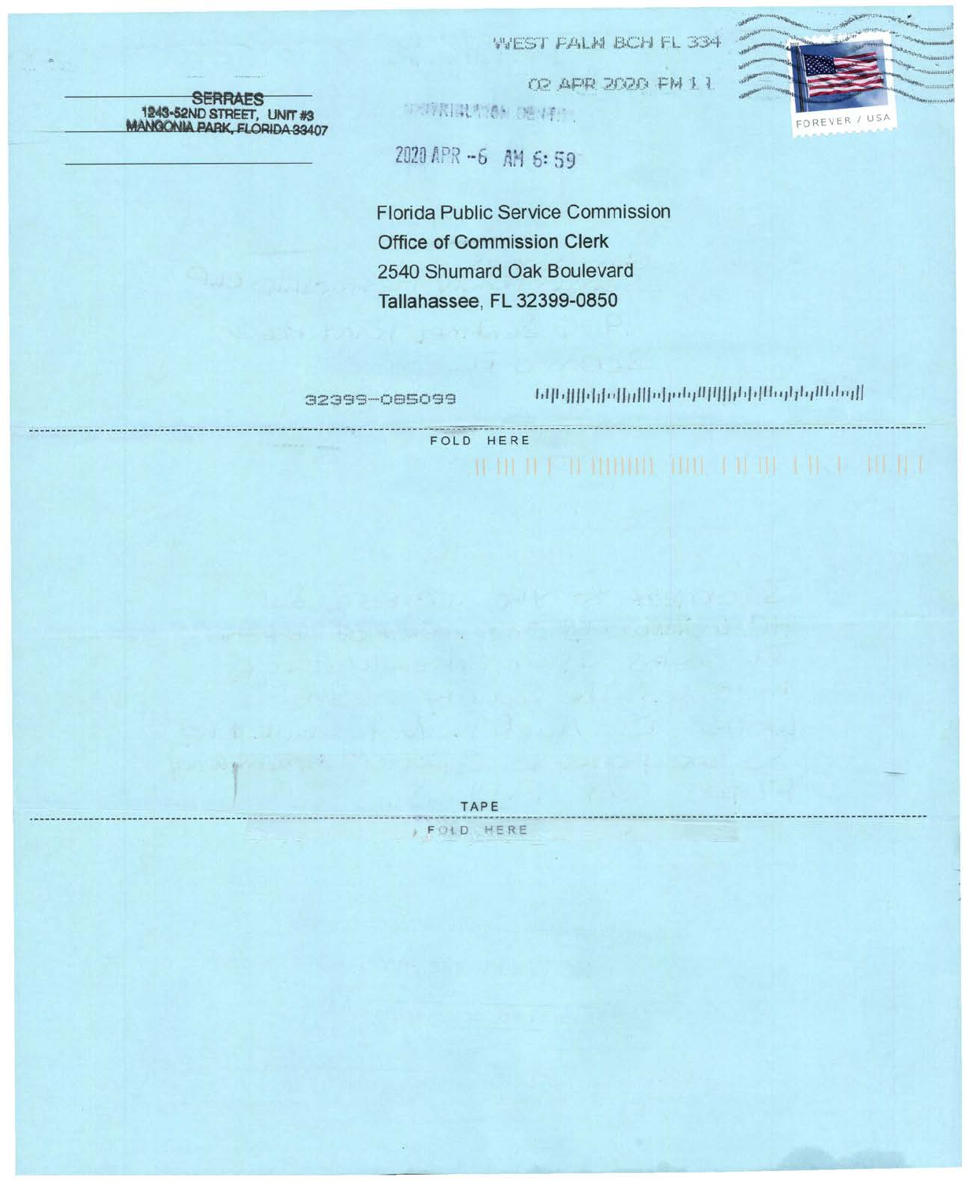SERRAES
1243-52ND STREET, UNIT #3
MANGONIA PARK, FLORIDA 33407

WEST PALM BCH FL 334

02 APR 2020 PM 1 L

DISTRIBUTION CENTER

2020 APR -6 AM 6:59

FOREVER / USA

Florida Public Service Commission
Office of Commission Clerk
2540 Shumard Oak Boulevard
Tallahassee, FL 32399-0850

32399-085099

FOLD HERE

TAPE

FOLD HERE